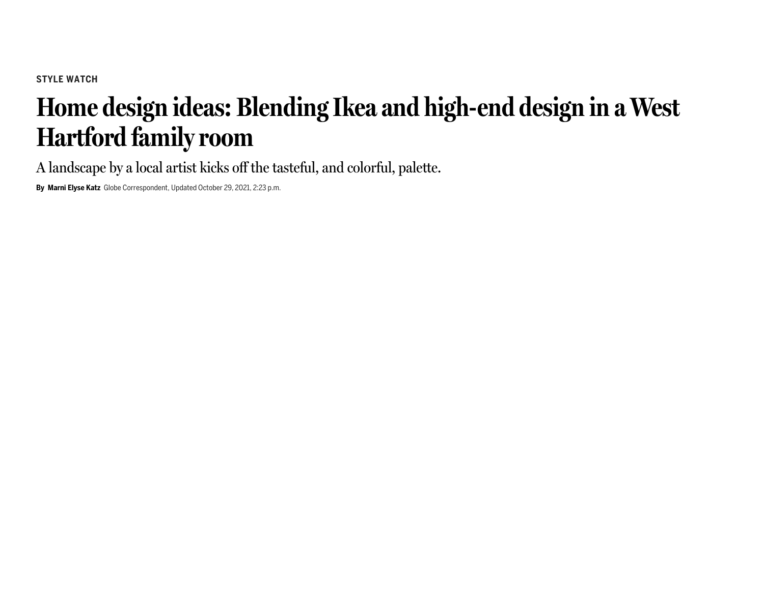**STYLE WATCH**

# Home design ideas: Blending Ikea and high-end design in a West Hartford family room

A landscape by a local artist kicks off the tasteful, and colorful, palette.

**By Marni Elyse Katz** Globe Correspondent, Updated October 29, 2021, 2:23 p.m.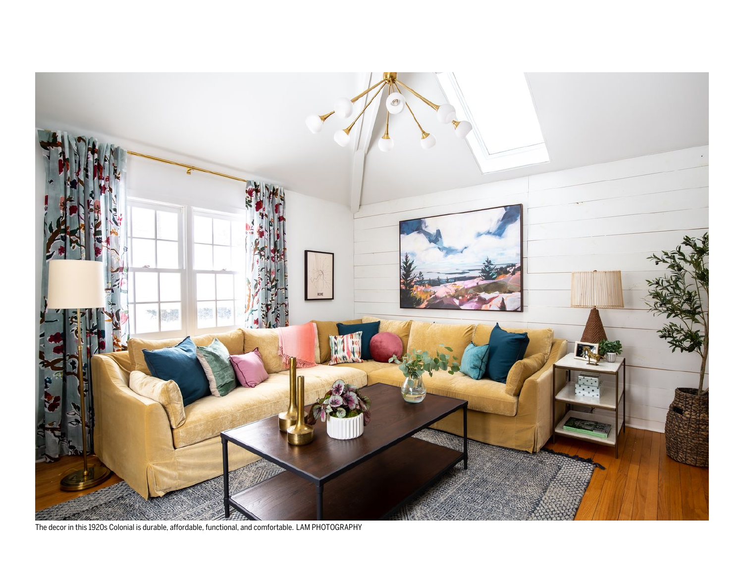The decor in this 1920s Colonial is durable, affordable, functional, and comfortable. LAM PHOTOGRAPHY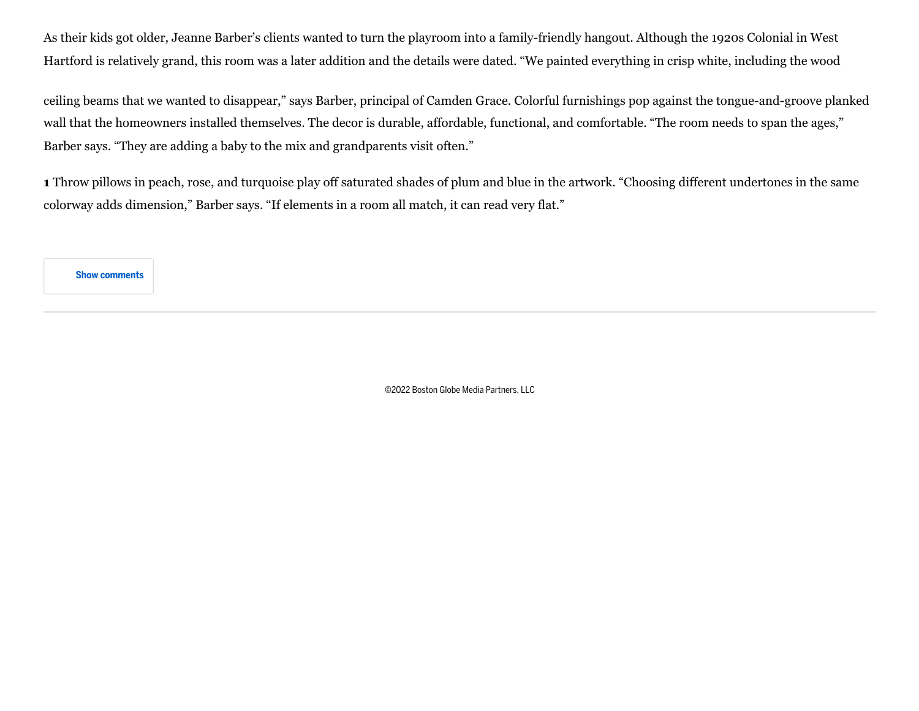As their kids got older, Jeanne Barber's clients wanted to turn the playroom into a family-friendly hangout. Although the 1920s Colonial in West Hartford is relatively grand, this room was a later addition and the details were dated. "We painted everything in crisp white, including the wood

ceiling beams that we wanted to disappear," says Barber, principal of Camden Grace. Colorful furnishings pop against the tongue-and-groove planked wall that the homeowners installed themselves. The decor is durable, affordable, functional, and comfortable. "The room needs to span the ages," Barber says. "They are adding a baby to the mix and grandparents visit often."

**1** Throw pillows in peach, rose, and turquoise play off saturated shades of plum and blue in the artwork. "Choosing different undertones in the same colorway adds dimension," Barber says. "If elements in a room all match, it can read very flat."

Show comments

©2022 Boston Globe Media Partners, LLC